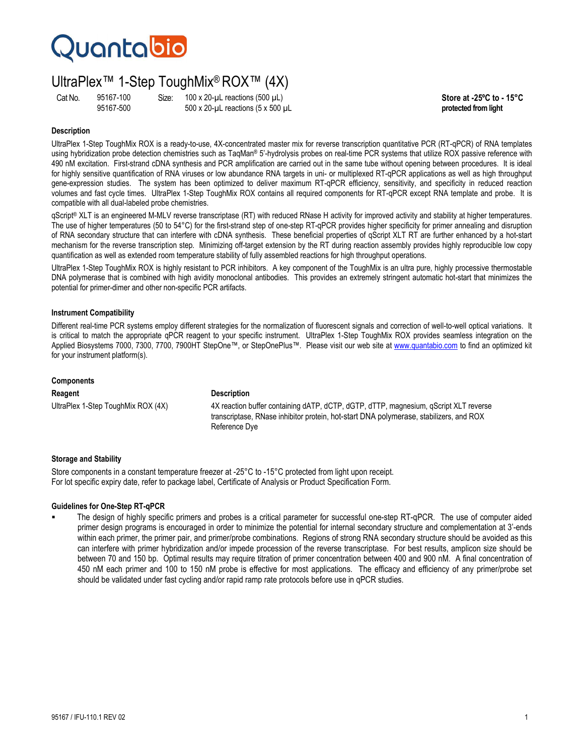Quantabio

# UltraPlex™ 1-Step ToughMix® ROX™ (4X)

| Cat No. | | Size: | | |
|---|---|---|---|---|
| | 95167-100 | | 100 x 20-µL reactions (500 µL) | **Store at -25ºC to - 15°C protected from light** |
| | 95167-500 | | 500 x 20-µL reactions (5 x 500 µL | |

### Description

UltraPlex 1-Step ToughMix ROX is a ready-to-use, 4X-concentrated master mix for reverse transcription quantitative PCR (RT-qPCR) of RNA templates using hybridization probe detection chemistries such as TaqMan® 5'-hydrolysis probes on real-time PCR systems that utilize ROX passive reference with 490 nM excitation. First-strand cDNA synthesis and PCR amplification are carried out in the same tube without opening between procedures. It is ideal for highly sensitive quantification of RNA viruses or low abundance RNA targets in uni- or multiplexed RT-qPCR applications as well as high throughput gene-expression studies. The system has been optimized to deliver maximum RT-qPCR efficiency, sensitivity, and specificity in reduced reaction volumes and fast cycle times. UltraPlex 1-Step ToughMix ROX contains all required components for RT-qPCR except RNA template and probe. It is compatible with all dual-labeled probe chemistries.

qScript® XLT is an engineered M-MLV reverse transcriptase (RT) with reduced RNase H activity for improved activity and stability at higher temperatures. The use of higher temperatures (50 to 54°C) for the first-strand step of one-step RT-qPCR provides higher specificity for primer annealing and disruption of RNA secondary structure that can interfere with cDNA synthesis. These beneficial properties of qScript XLT RT are further enhanced by a hot-start mechanism for the reverse transcription step. Minimizing off-target extension by the RT during reaction assembly provides highly reproducible low copy quantification as well as extended room temperature stability of fully assembled reactions for high throughput operations.

UltraPlex 1-Step ToughMix ROX is highly resistant to PCR inhibitors. A key component of the ToughMix is an ultra pure, highly processive thermostable DNA polymerase that is combined with high avidity monoclonal antibodies. This provides an extremely stringent automatic hot-start that minimizes the potential for primer-dimer and other non-specific PCR artifacts.

### Instrument Compatibility

Different real-time PCR systems employ different strategies for the normalization of fluorescent signals and correction of well-to-well optical variations. It is critical to match the appropriate qPCR reagent to your specific instrument. UltraPlex 1-Step ToughMix ROX provides seamless integration on the Applied Biosystems 7000, 7300, 7700, 7900HT StepOne™, or StepOnePlus™. Please visit our web site at www.quantabio.com to find an optimized kit for your instrument platform(s).

### Components

| Reagent | Description |
|---|---|
| UltraPlex 1-Step ToughMix ROX (4X) | 4X reaction buffer containing dATP, dCTP, dGTP, dTTP, magnesium, qScript XLT reverse transcriptase, RNase inhibitor protein, hot-start DNA polymerase, stabilizers, and ROX Reference Dye |

### Storage and Stability

Store components in a constant temperature freezer at -25°C to -15°C protected from light upon receipt.
For lot specific expiry date, refer to package label, Certificate of Analysis or Product Specification Form.

### Guidelines for One-Step RT-qPCR

- The design of highly specific primers and probes is a critical parameter for successful one-step RT-qPCR. The use of computer aided primer design programs is encouraged in order to minimize the potential for internal secondary structure and complementation at 3'-ends within each primer, the primer pair, and primer/probe combinations. Regions of strong RNA secondary structure should be avoided as this can interfere with primer hybridization and/or impede procession of the reverse transcriptase. For best results, amplicon size should be between 70 and 150 bp. Optimal results may require titration of primer concentration between 400 and 900 nM. A final concentration of 450 nM each primer and 100 to 150 nM probe is effective for most applications. The efficacy and efficiency of any primer/probe set should be validated under fast cycling and/or rapid ramp rate protocols before use in qPCR studies.

95167 / IFU-110.1 REV 02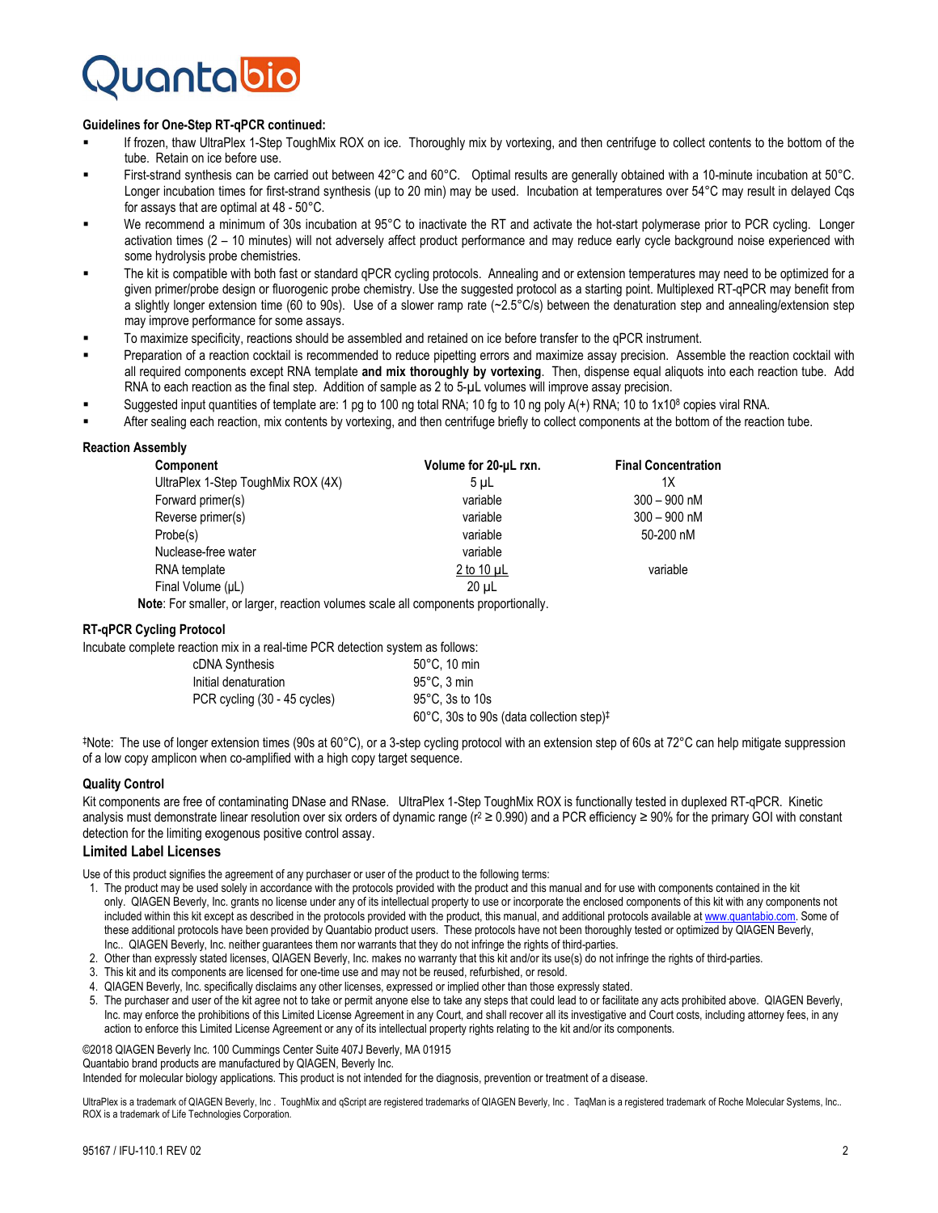**Guidelines for One-Step RT-qPCR continued:**

- If frozen, thaw UltraPlex 1-Step ToughMix ROX on ice. Thoroughly mix by vortexing, and then centrifuge to collect contents to the bottom of the tube. Retain on ice before use.
- First-strand synthesis can be carried out between 42°C and 60°C. Optimal results are generally obtained with a 10-minute incubation at 50°C. Longer incubation times for first-strand synthesis (up to 20 min) may be used. Incubation at temperatures over 54°C may result in delayed Cqs for assays that are optimal at 48 - 50°C.
- We recommend a minimum of 30s incubation at 95°C to inactivate the RT and activate the hot-start polymerase prior to PCR cycling. Longer activation times (2 – 10 minutes) will not adversely affect product performance and may reduce early cycle background noise experienced with some hydrolysis probe chemistries.
- The kit is compatible with both fast or standard qPCR cycling protocols. Annealing and or extension temperatures may need to be optimized for a given primer/probe design or fluorogenic probe chemistry. Use the suggested protocol as a starting point. Multiplexed RT-qPCR may benefit from a slightly longer extension time (60 to 90s). Use of a slower ramp rate (~2.5°C/s) between the denaturation step and annealing/extension step may improve performance for some assays.
- To maximize specificity, reactions should be assembled and retained on ice before transfer to the qPCR instrument.
- Preparation of a reaction cocktail is recommended to reduce pipetting errors and maximize assay precision. Assemble the reaction cocktail with all required components except RNA template **and mix thoroughly by vortexing**. Then, dispense equal aliquots into each reaction tube. Add RNA to each reaction as the final step. Addition of sample as 2 to 5-µL volumes will improve assay precision.
- Suggested input quantities of template are: 1 pg to 100 ng total RNA; 10 fg to 10 ng poly A(+) RNA; 10 to $1x10^8$ copies viral RNA.
- After sealing each reaction, mix contents by vortexing, and then centrifuge briefly to collect components at the bottom of the reaction tube.

**Reaction Assembly**

| Component | Volume for 20-µL rxn. | Final Concentration |
|---|---|---|
| UltraPlex 1-Step ToughMix ROX (4X) | 5 µL | 1X |
| Forward primer(s) | variable | 300 – 900 nM |
| Reverse primer(s) | variable | 300 – 900 nM |
| Probe(s) | variable | 50-200 nM |
| Nuclease-free water | variable | |
| RNA template | 2 to 10 µL | variable |
| Final Volume (µL) | 20 µL | |

**Note**: For smaller, or larger, reaction volumes scale all components proportionally.

**RT-qPCR Cycling Protocol**

Incubate complete reaction mix in a real-time PCR detection system as follows:

| | |
|---|---|
| cDNA Synthesis | 50°C, 10 min |
| Initial denaturation | 95°C, 3 min |
| PCR cycling (30 - 45 cycles) | 95°C, 3s to 10s |
| | 60°C, 30s to 90s (data collection step)‡ |

‡Note: The use of longer extension times (90s at 60°C), or a 3-step cycling protocol with an extension step of 60s at 72°C can help mitigate suppression of a low copy amplicon when co-amplified with a high copy target sequence.

**Quality Control**

Kit components are free of contaminating DNase and RNase. UltraPlex 1-Step ToughMix ROX is functionally tested in duplexed RT-qPCR. Kinetic analysis must demonstrate linear resolution over six orders of dynamic range ($r^2 \geq 0.990$) and a PCR efficiency ≥ 90% for the primary GOI with constant detection for the limiting exogenous positive control assay.

## Limited Label Licenses

Use of this product signifies the agreement of any purchaser or user of the product to the following terms:

1. The product may be used solely in accordance with the protocols provided with the product and this manual and for use with components contained in the kit only. QIAGEN Beverly, Inc. grants no license under any of its intellectual property to use or incorporate the enclosed components of this kit with any components not included within this kit except as described in the protocols provided with the product, this manual, and additional protocols available at www.quantabio.com. Some of these additional protocols have been provided by Quantabio product users. These protocols have not been thoroughly tested or optimized by QIAGEN Beverly, Inc.. QIAGEN Beverly, Inc. neither guarantees them nor warrants that they do not infringe the rights of third-parties.
2. Other than expressly stated licenses, QIAGEN Beverly, Inc. makes no warranty that this kit and/or its use(s) do not infringe the rights of third-parties.
3. This kit and its components are licensed for one-time use and may not be reused, refurbished, or resold.
4. QIAGEN Beverly, Inc. specifically disclaims any other licenses, expressed or implied other than those expressly stated.
5. The purchaser and user of the kit agree not to take or permit anyone else to take any steps that could lead to or facilitate any acts prohibited above. QIAGEN Beverly, Inc. may enforce the prohibitions of this Limited License Agreement in any Court, and shall recover all its investigative and Court costs, including attorney fees, in any action to enforce this Limited License Agreement or any of its intellectual property rights relating to the kit and/or its components.

©2018 QIAGEN Beverly Inc. 100 Cummings Center Suite 407J Beverly, MA 01915
Quantabio brand products are manufactured by QIAGEN, Beverly Inc.
Intended for molecular biology applications. This product is not intended for the diagnosis, prevention or treatment of a disease.

UltraPlex is a trademark of QIAGEN Beverly, Inc . ToughMix and qScript are registered trademarks of QIAGEN Beverly, Inc . TaqMan is a registered trademark of Roche Molecular Systems, Inc.. ROX is a trademark of Life Technologies Corporation.

95167 / IFU-110.1 REV 02